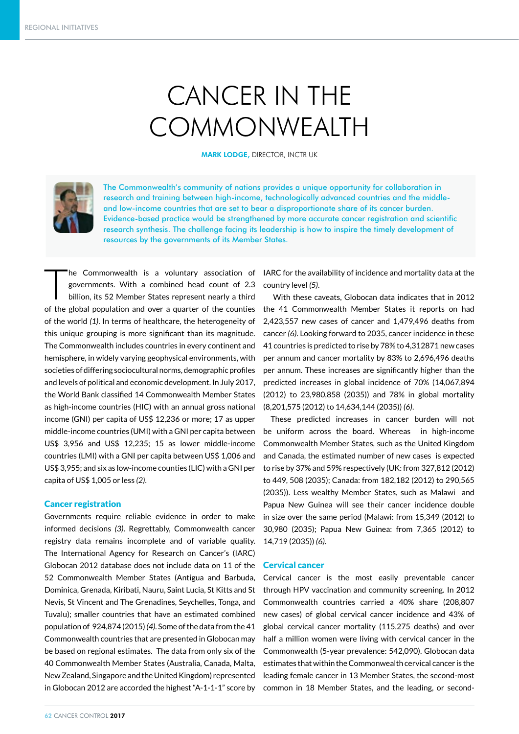# CANCER IN THE COMMONWEALTH

**MARK LODGE,** DIRECTOR, INCTR UK

The Commonwealth's community of nations provides a unique opportunity for collaboration in research and training between high-income, technologically advanced countries and the middle- and low-income countries that are set to bear a disproportionate share of its cancer burden. Evidence-based practice would be strengthened by more accurate cancer registration and scientific research synthesis. The challenge facing its leadership is how to inspire the timely development of resources by the governments of its Member States.

The Commonwealth is a voluntary association of governments. With a combined head count of 2.3 billion, its 52 Member States represent nearly a third of the global population and over a quarter of the counties of the world *(1)*. In terms of healthcare, the heterogeneity of this unique grouping is more significant than its magnitude. The Commonwealth includes countries in every continent and hemisphere, in widely varying geophysical environments, with societies of differing sociocultural norms, demographic profiles and levels of political and economic development. In July 2017, the World Bank classified 14 Commonwealth Member States as high-income countries (HIC) with an annual gross national income (GNI) per capita of US$ 12,236 or more; 17 as upper middle-income countries (UMI) with a GNI per capita between US$ 3,956 and US$ 12,235; 15 as lower middle-income countries (LMI) with a GNI per capita between US$ 1,006 and US$ 3,955; and six as low-income counties (LIC) with a GNI per capita of US$ 1,005 or less *(2)*.

## Cancer registration

Governments require reliable evidence in order to make informed decisions *(3)*. Regrettably, Commonwealth cancer registry data remains incomplete and of variable quality. The International Agency for Research on Cancer's (IARC) Globocan 2012 database does not include data on 11 of the 52 Commonwealth Member States (Antigua and Barbuda, Dominica, Grenada, Kiribati, Nauru, Saint Lucia, St Kitts and St Nevis, St Vincent and The Grenadines, Seychelles, Tonga, and Tuvalu); smaller countries that have an estimated combined population of 924,874 (2015) *(4)*. Some of the data from the 41 Commonwealth countries that are presented in Globocan may be based on regional estimates. The data from only six of the 40 Commonwealth Member States (Australia, Canada, Malta, New Zealand, Singapore and the United Kingdom) represented in Globocan 2012 are accorded the highest "A-1-1-1" score by IARC for the availability of incidence and mortality data at the country level *(5)*.

With these caveats, Globocan data indicates that in 2012 the 41 Commonwealth Member States it reports on had 2,423,557 new cases of cancer and 1,479,496 deaths from cancer *(6)*. Looking forward to 2035, cancer incidence in these 41 countries is predicted to rise by 78% to 4,312871 new cases per annum and cancer mortality by 83% to 2,696,496 deaths per annum. These increases are significantly higher than the predicted increases in global incidence of 70% (14,067,894 (2012) to 23,980,858 (2035)) and 78% in global mortality (8,201,575 (2012) to 14,634,144 (2035)) *(6)*.

These predicted increases in cancer burden will not be uniform across the board. Whereas in high-income Commonwealth Member States, such as the United Kingdom and Canada, the estimated number of new cases is expected to rise by 37% and 59% respectively (UK: from 327,812 (2012) to 449, 508 (2035); Canada: from 182,182 (2012) to 290,565 (2035)). Less wealthy Member States, such as Malawi and Papua New Guinea will see their cancer incidence double in size over the same period (Malawi: from 15,349 (2012) to 30,980 (2035); Papua New Guinea: from 7,365 (2012) to 14,719 (2035)) *(6)*.

## Cervical cancer

Cervical cancer is the most easily preventable cancer through HPV vaccination and community screening. In 2012 Commonwealth countries carried a 40% share (208,807 new cases) of global cervical cancer incidence and 43% of global cervical cancer mortality (115,275 deaths) and over half a million women were living with cervical cancer in the Commonwealth (5-year prevalence: 542,090). Globocan data estimates that within the Commonwealth cervical cancer is the leading female cancer in 13 Member States, the second-most common in 18 Member States, and the leading, or second-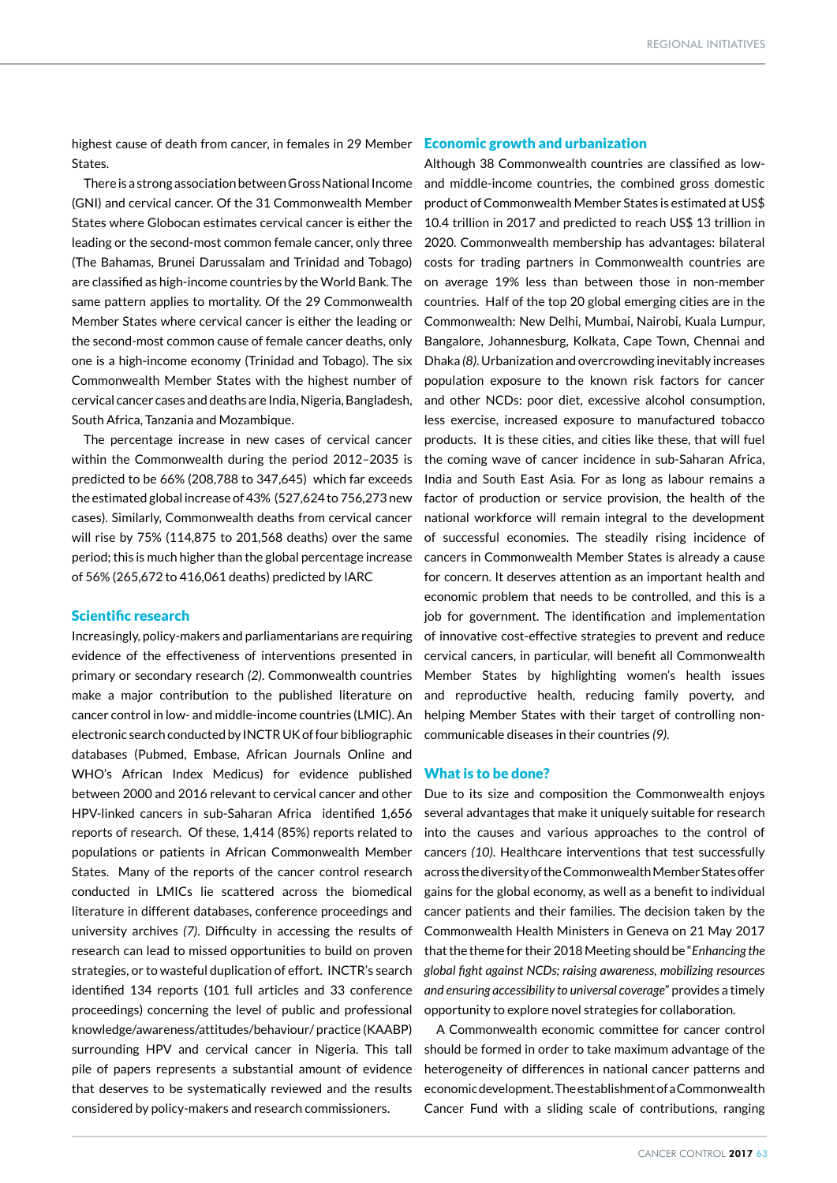highest cause of death from cancer, in females in 29 Member States.

There is a strong association between Gross National Income (GNI) and cervical cancer. Of the 31 Commonwealth Member States where Globocan estimates cervical cancer is either the leading or the second-most common female cancer, only three (The Bahamas, Brunei Darussalam and Trinidad and Tobago) are classified as high-income countries by the World Bank. The same pattern applies to mortality. Of the 29 Commonwealth Member States where cervical cancer is either the leading or the second-most common cause of female cancer deaths, only one is a high-income economy (Trinidad and Tobago). The six Commonwealth Member States with the highest number of cervical cancer cases and deaths are India, Nigeria, Bangladesh, South Africa, Tanzania and Mozambique.

The percentage increase in new cases of cervical cancer within the Commonwealth during the period 2012–2035 is predicted to be 66% (208,788 to 347,645) which far exceeds the estimated global increase of 43% (527,624 to 756,273 new cases). Similarly, Commonwealth deaths from cervical cancer will rise by 75% (114,875 to 201,568 deaths) over the same period; this is much higher than the global percentage increase of 56% (265,672 to 416,061 deaths) predicted by IARC

## Scientific research

Increasingly, policy-makers and parliamentarians are requiring evidence of the effectiveness of interventions presented in primary or secondary research *(2)*. Commonwealth countries make a major contribution to the published literature on cancer control in low- and middle-income countries (LMIC). An electronic search conducted by INCTR UK of four bibliographic databases (Pubmed, Embase, African Journals Online and WHO's African Index Medicus) for evidence published between 2000 and 2016 relevant to cervical cancer and other HPV-linked cancers in sub-Saharan Africa identified 1,656 reports of research. Of these, 1,414 (85%) reports related to populations or patients in African Commonwealth Member States. Many of the reports of the cancer control research conducted in LMICs lie scattered across the biomedical literature in different databases, conference proceedings and university archives *(7)*. Difficulty in accessing the results of research can lead to missed opportunities to build on proven strategies, or to wasteful duplication of effort. INCTR's search identified 134 reports (101 full articles and 33 conference proceedings) concerning the level of public and professional knowledge/awareness/attitudes/behaviour/ practice (KAABP) surrounding HPV and cervical cancer in Nigeria. This tall pile of papers represents a substantial amount of evidence that deserves to be systematically reviewed and the results considered by policy-makers and research commissioners.

## Economic growth and urbanization

Although 38 Commonwealth countries are classified as low- and middle-income countries, the combined gross domestic product of Commonwealth Member States is estimated at US$ 10.4 trillion in 2017 and predicted to reach US$ 13 trillion in 2020. Commonwealth membership has advantages: bilateral costs for trading partners in Commonwealth countries are on average 19% less than between those in non-member countries. Half of the top 20 global emerging cities are in the Commonwealth: New Delhi, Mumbai, Nairobi, Kuala Lumpur, Bangalore, Johannesburg, Kolkata, Cape Town, Chennai and Dhaka *(8)*. Urbanization and overcrowding inevitably increases population exposure to the known risk factors for cancer and other NCDs: poor diet, excessive alcohol consumption, less exercise, increased exposure to manufactured tobacco products. It is these cities, and cities like these, that will fuel the coming wave of cancer incidence in sub-Saharan Africa, India and South East Asia. For as long as labour remains a factor of production or service provision, the health of the national workforce will remain integral to the development of successful economies. The steadily rising incidence of cancers in Commonwealth Member States is already a cause for concern. It deserves attention as an important health and economic problem that needs to be controlled, and this is a job for government. The identification and implementation of innovative cost-effective strategies to prevent and reduce cervical cancers, in particular, will benefit all Commonwealth Member States by highlighting women's health issues and reproductive health, reducing family poverty, and helping Member States with their target of controlling non-communicable diseases in their countries *(9)*.

## What is to be done?

Due to its size and composition the Commonwealth enjoys several advantages that make it uniquely suitable for research into the causes and various approaches to the control of cancers *(10)*. Healthcare interventions that test successfully across the diversity of the Commonwealth Member States offer gains for the global economy, as well as a benefit to individual cancer patients and their families. The decision taken by the Commonwealth Health Ministers in Geneva on 21 May 2017 that the theme for their 2018 Meeting should be "*Enhancing the global fight against NCDs; raising awareness, mobilizing resources and ensuring accessibility to universal coverage*" provides a timely opportunity to explore novel strategies for collaboration.

A Commonwealth economic committee for cancer control should be formed in order to take maximum advantage of the heterogeneity of differences in national cancer patterns and economic development. The establishment of a Commonwealth Cancer Fund with a sliding scale of contributions, ranging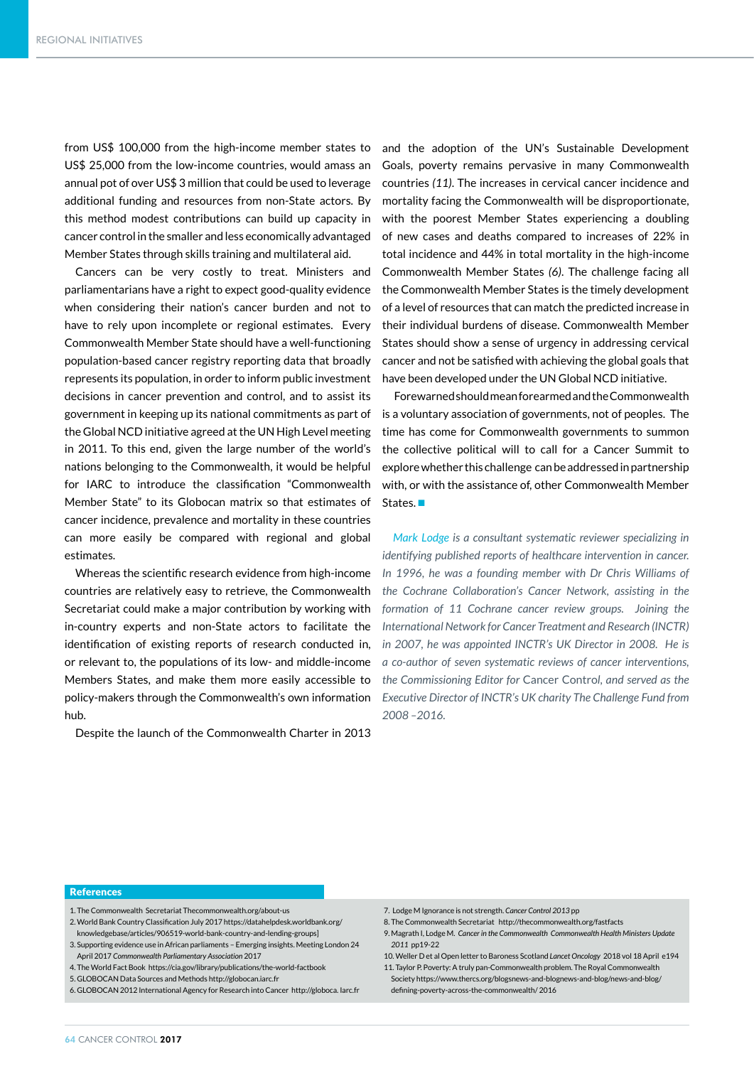from US$ 100,000 from the high-income member states to US$ 25,000 from the low-income countries, would amass an annual pot of over US$ 3 million that could be used to leverage additional funding and resources from non-State actors. By this method modest contributions can build up capacity in cancer control in the smaller and less economically advantaged Member States through skills training and multilateral aid.

Cancers can be very costly to treat. Ministers and parliamentarians have a right to expect good-quality evidence when considering their nation's cancer burden and not to have to rely upon incomplete or regional estimates. Every Commonwealth Member State should have a well-functioning population-based cancer registry reporting data that broadly represents its population, in order to inform public investment decisions in cancer prevention and control, and to assist its government in keeping up its national commitments as part of the Global NCD initiative agreed at the UN High Level meeting in 2011. To this end, given the large number of the world's nations belonging to the Commonwealth, it would be helpful for IARC to introduce the classification "Commonwealth Member State" to its Globocan matrix so that estimates of cancer incidence, prevalence and mortality in these countries can more easily be compared with regional and global estimates.

Whereas the scientific research evidence from high-income countries are relatively easy to retrieve, the Commonwealth Secretariat could make a major contribution by working with in-country experts and non-State actors to facilitate the identification of existing reports of research conducted in, or relevant to, the populations of its low- and middle-income Members States, and make them more easily accessible to policy-makers through the Commonwealth's own information hub.

Despite the launch of the Commonwealth Charter in 2013 and the adoption of the UN's Sustainable Development Goals, poverty remains pervasive in many Commonwealth countries *(11)*. The increases in cervical cancer incidence and mortality facing the Commonwealth will be disproportionate, with the poorest Member States experiencing a doubling of new cases and deaths compared to increases of 22% in total incidence and 44% in total mortality in the high-income Commonwealth Member States *(6)*. The challenge facing all the Commonwealth Member States is the timely development of a level of resources that can match the predicted increase in their individual burdens of disease. Commonwealth Member States should show a sense of urgency in addressing cervical cancer and not be satisfied with achieving the global goals that have been developed under the UN Global NCD initiative.

Forewarned should mean forearmed and the Commonwealth is a voluntary association of governments, not of peoples. The time has come for Commonwealth governments to summon the collective political will to call for a Cancer Summit to explore whether this challenge can be addressed in partnership with, or with the assistance of, other Commonwealth Member States. ■

*Mark Lodge is a consultant systematic reviewer specializing in identifying published reports of healthcare intervention in cancer. In 1996, he was a founding member with Dr Chris Williams of the Cochrane Collaboration's Cancer Network, assisting in the formation of 11 Cochrane cancer review groups. Joining the International Network for Cancer Treatment and Research (INCTR) in 2007, he was appointed INCTR's UK Director in 2008. He is a co-author of seven systematic reviews of cancer interventions, the Commissioning Editor for* Cancer Control*, and served as the Executive Director of INCTR's UK charity The Challenge Fund from 2008 –2016.*

## References

1. The Commonwealth Secretariat Thecommonwealth.org/about-us
2. World Bank Country Classification July 2017 https://datahelpdesk.worldbank.org/knowledgebase/articles/906519-world-bank-country-and-lending-groups]
3. Supporting evidence use in African parliaments – Emerging insights. Meeting London 24 April 2017 *Commonwealth Parliamentary Association* 2017
4. The World Fact Book https://cia.gov/library/publications/the-world-factbook
5. GLOBOCAN Data Sources and Methods http://globocan.iarc.fr
6. GLOBOCAN 2012 International Agency for Research into Cancer http://globoca. larc.fr
7. Lodge M Ignorance is not strength. *Cancer Control 2013* pp
8. The Commonwealth Secretariat http://thecommonwealth.org/fastfacts
9. Magrath I, Lodge M. *Cancer in the Commonwealth Commonwealth Health Ministers Update 2011* pp19-22
10. Weller D et al Open letter to Baroness Scotland *Lancet Oncology* 2018 vol 18 April e194
11. Taylor P. Poverty: A truly pan-Commonwealth problem. The Royal Commonwealth Society https://www.thercs.org/blogsnews-and-blognews-and-blog/news-and-blog/defining-poverty-across-the-commonwealth/ 2016